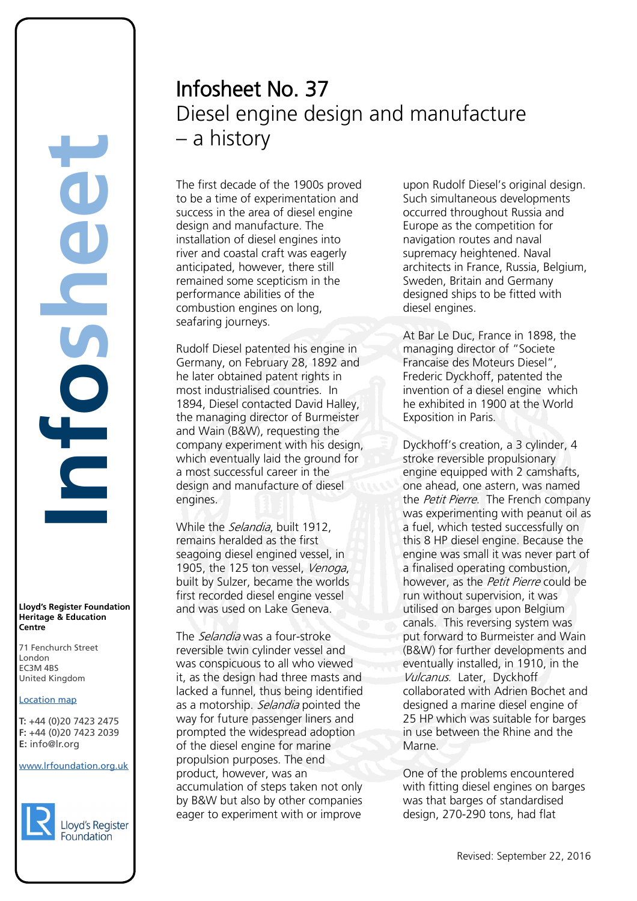# Infosheet No. 37
## Diesel engine design and manufacture – a history

The first decade of the 1900s proved to be a time of experimentation and success in the area of diesel engine design and manufacture. The installation of diesel engines into river and coastal craft was eagerly anticipated, however, there still remained some scepticism in the performance abilities of the combustion engines on long, seafaring journeys.

Rudolf Diesel patented his engine in Germany, on February 28, 1892 and he later obtained patent rights in most industrialised countries. In 1894, Diesel contacted David Halley, the managing director of Burmeister and Wain (B&W), requesting the company experiment with his design, which eventually laid the ground for a most successful career in the design and manufacture of diesel engines.

While the *Selandia*, built 1912, remains heralded as the first seagoing diesel engined vessel, in 1905, the 125 ton vessel, *Venoga*, built by Sulzer, became the worlds first recorded diesel engine vessel and was used on Lake Geneva.

The *Selandia* was a four-stroke reversible twin cylinder vessel and was conspicuous to all who viewed it, as the design had three masts and lacked a funnel, thus being identified as a motorship. *Selandia* pointed the way for future passenger liners and prompted the widespread adoption of the diesel engine for marine propulsion purposes. The end product, however, was an accumulation of steps taken not only by B&W but also by other companies eager to experiment with or improve upon Rudolf Diesel's original design. Such simultaneous developments occurred throughout Russia and Europe as the competition for navigation routes and naval supremacy heightened. Naval architects in France, Russia, Belgium, Sweden, Britain and Germany designed ships to be fitted with diesel engines.

At Bar Le Duc, France in 1898, the managing director of "Societe Francaise des Moteurs Diesel", Frederic Dyckhoff, patented the invention of a diesel engine which he exhibited in 1900 at the World Exposition in Paris.

Dyckhoff's creation, a 3 cylinder, 4 stroke reversible propulsionary engine equipped with 2 camshafts, one ahead, one astern, was named the *Petit Pierre*. The French company was experimenting with peanut oil as a fuel, which tested successfully on this 8 HP diesel engine. Because the engine was small it was never part of a finalised operating combustion, however, as the *Petit Pierre* could be run without supervision, it was utilised on barges upon Belgium canals. This reversing system was put forward to Burmeister and Wain (B&W) for further developments and eventually installed, in 1910, in the *Vulcanus*. Later, Dyckhoff collaborated with Adrien Bochet and designed a marine diesel engine of 25 HP which was suitable for barges in use between the Rhine and the Marne.

One of the problems encountered with fitting diesel engines on barges was that barges of standardised design, 270-290 tons, had flat

Revised: September 22, 2016

**Lloyd's Register Foundation Heritage & Education Centre**

71 Fenchurch Street
London
EC3M 4BS
United Kingdom

Location map

**T:** +44 (0)20 7423 2475
**F:** +44 (0)20 7423 2039
**E:** info@lr.org

www.lrfoundation.org.uk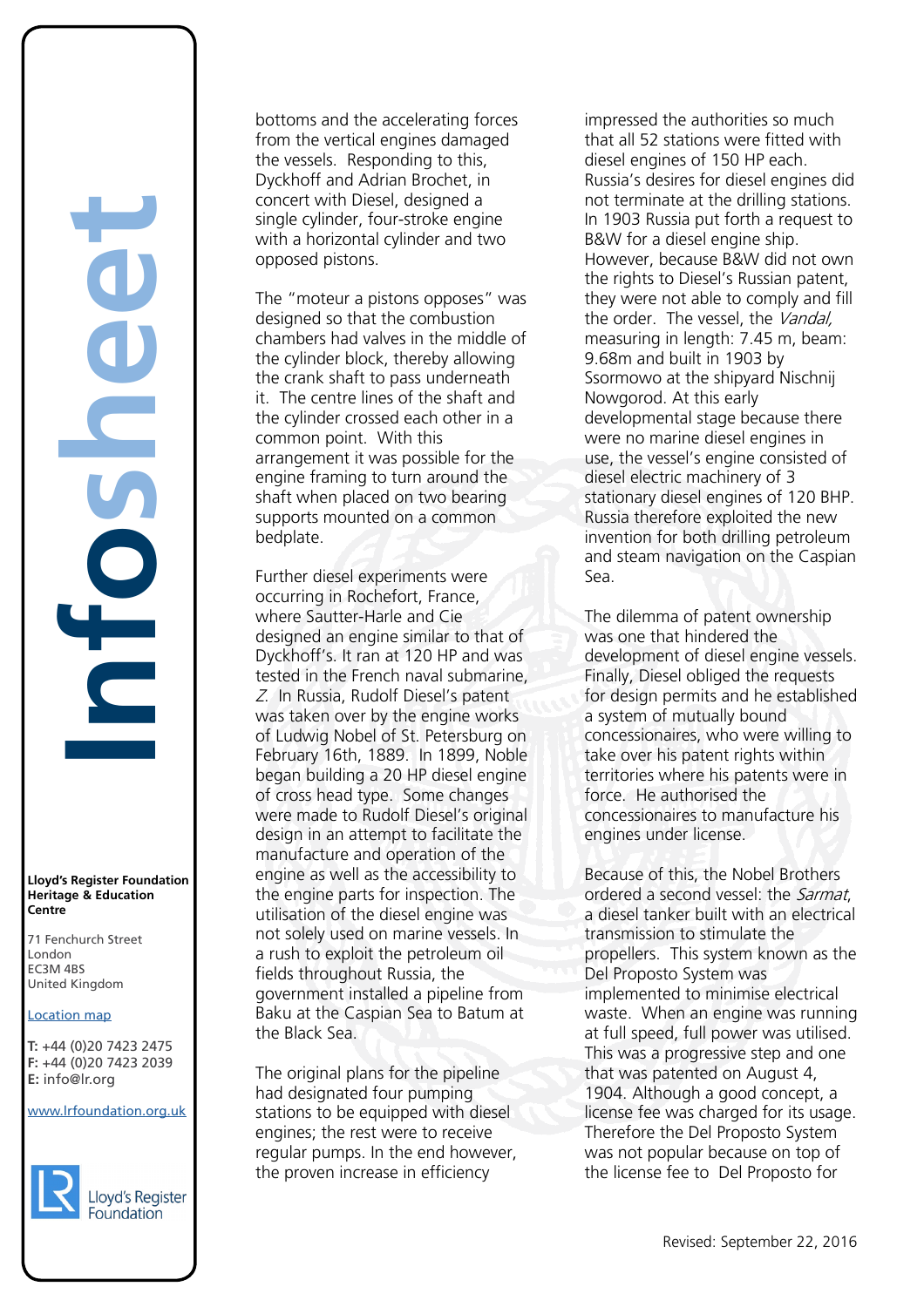bottoms and the accelerating forces from the vertical engines damaged the vessels. Responding to this, Dyckhoff and Adrian Brochet, in concert with Diesel, designed a single cylinder, four-stroke engine with a horizontal cylinder and two opposed pistons.

The "moteur a pistons opposes" was designed so that the combustion chambers had valves in the middle of the cylinder block, thereby allowing the crank shaft to pass underneath it. The centre lines of the shaft and the cylinder crossed each other in a common point. With this arrangement it was possible for the engine framing to turn around the shaft when placed on two bearing supports mounted on a common bedplate.

Further diesel experiments were occurring in Rochefort, France, where Sautter-Harle and Cie designed an engine similar to that of Dyckhoff's. It ran at 120 HP and was tested in the French naval submarine, *Z*. In Russia, Rudolf Diesel's patent was taken over by the engine works of Ludwig Nobel of St. Petersburg on February 16th, 1889. In 1899, Noble began building a 20 HP diesel engine of cross head type. Some changes were made to Rudolf Diesel's original design in an attempt to facilitate the manufacture and operation of the engine as well as the accessibility to the engine parts for inspection. The utilisation of the diesel engine was not solely used on marine vessels. In a rush to exploit the petroleum oil fields throughout Russia, the government installed a pipeline from Baku at the Caspian Sea to Batum at the Black Sea.

The original plans for the pipeline had designated four pumping stations to be equipped with diesel engines; the rest were to receive regular pumps. In the end however, the proven increase in efficiency impressed the authorities so much that all 52 stations were fitted with diesel engines of 150 HP each. Russia's desires for diesel engines did not terminate at the drilling stations. In 1903 Russia put forth a request to B&W for a diesel engine ship. However, because B&W did not own the rights to Diesel's Russian patent, they were not able to comply and fill the order. The vessel, the *Vandal,* measuring in length: 7.45 m, beam: 9.68m and built in 1903 by Ssormowo at the shipyard Nischnij Nowgorod. At this early developmental stage because there were no marine diesel engines in use, the vessel's engine consisted of diesel electric machinery of 3 stationary diesel engines of 120 BHP. Russia therefore exploited the new invention for both drilling petroleum and steam navigation on the Caspian Sea.

The dilemma of patent ownership was one that hindered the development of diesel engine vessels. Finally, Diesel obliged the requests for design permits and he established a system of mutually bound concessionaires, who were willing to take over his patent rights within territories where his patents were in force. He authorised the concessionaires to manufacture his engines under license.

Because of this, the Nobel Brothers ordered a second vessel: the *Sarmat*, a diesel tanker built with an electrical transmission to stimulate the propellers. This system known as the Del Proposto System was implemented to minimise electrical waste. When an engine was running at full speed, full power was utilised. This was a progressive step and one that was patented on August 4, 1904. Although a good concept, a license fee was charged for its usage. Therefore the Del Proposto System was not popular because on top of the license fee to Del Proposto for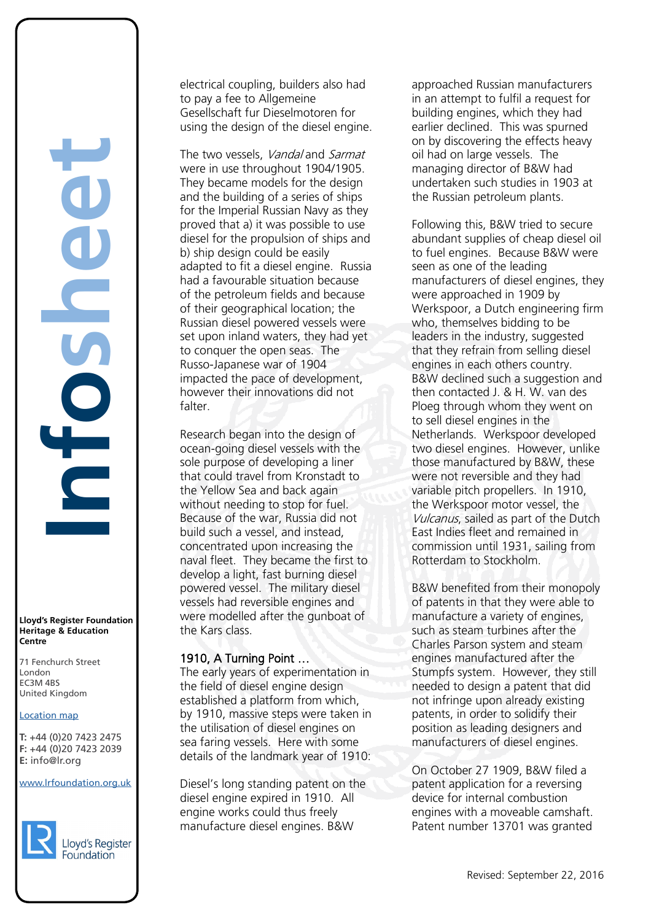electrical coupling, builders also had to pay a fee to Allgemeine Gesellschaft fur Dieselmotoren for using the design of the diesel engine.

The two vessels, *Vandal* and *Sarmat* were in use throughout 1904/1905. They became models for the design and the building of a series of ships for the Imperial Russian Navy as they proved that a) it was possible to use diesel for the propulsion of ships and b) ship design could be easily adapted to fit a diesel engine. Russia had a favourable situation because of the petroleum fields and because of their geographical location; the Russian diesel powered vessels were set upon inland waters, they had yet to conquer the open seas. The Russo-Japanese war of 1904 impacted the pace of development, however their innovations did not falter.

Research began into the design of ocean-going diesel vessels with the sole purpose of developing a liner that could travel from Kronstadt to the Yellow Sea and back again without needing to stop for fuel. Because of the war, Russia did not build such a vessel, and instead, concentrated upon increasing the naval fleet. They became the first to develop a light, fast burning diesel powered vessel. The military diesel vessels had reversible engines and were modelled after the gunboat of the Kars class.

## 1910, A Turning Point …

The early years of experimentation in the field of diesel engine design established a platform from which, by 1910, massive steps were taken in the utilisation of diesel engines on sea faring vessels. Here with some details of the landmark year of 1910:

Diesel's long standing patent on the diesel engine expired in 1910. All engine works could thus freely manufacture diesel engines. B&W approached Russian manufacturers in an attempt to fulfil a request for building engines, which they had earlier declined. This was spurned on by discovering the effects heavy oil had on large vessels. The managing director of B&W had undertaken such studies in 1903 at the Russian petroleum plants.

Following this, B&W tried to secure abundant supplies of cheap diesel oil to fuel engines. Because B&W were seen as one of the leading manufacturers of diesel engines, they were approached in 1909 by Werkspoor, a Dutch engineering firm who, themselves bidding to be leaders in the industry, suggested that they refrain from selling diesel engines in each others country. B&W declined such a suggestion and then contacted J. & H. W. van des Ploeg through whom they went on to sell diesel engines in the Netherlands. Werkspoor developed two diesel engines. However, unlike those manufactured by B&W, these were not reversible and they had variable pitch propellers. In 1910, the Werkspoor motor vessel, the *Vulcanus*, sailed as part of the Dutch East Indies fleet and remained in commission until 1931, sailing from Rotterdam to Stockholm.

B&W benefited from their monopoly of patents in that they were able to manufacture a variety of engines, such as steam turbines after the Charles Parson system and steam engines manufactured after the Stumpfs system. However, they still needed to design a patent that did not infringe upon already existing patents, in order to solidify their position as leading designers and manufacturers of diesel engines.

On October 27 1909, B&W filed a patent application for a reversing device for internal combustion engines with a moveable camshaft. Patent number 13701 was granted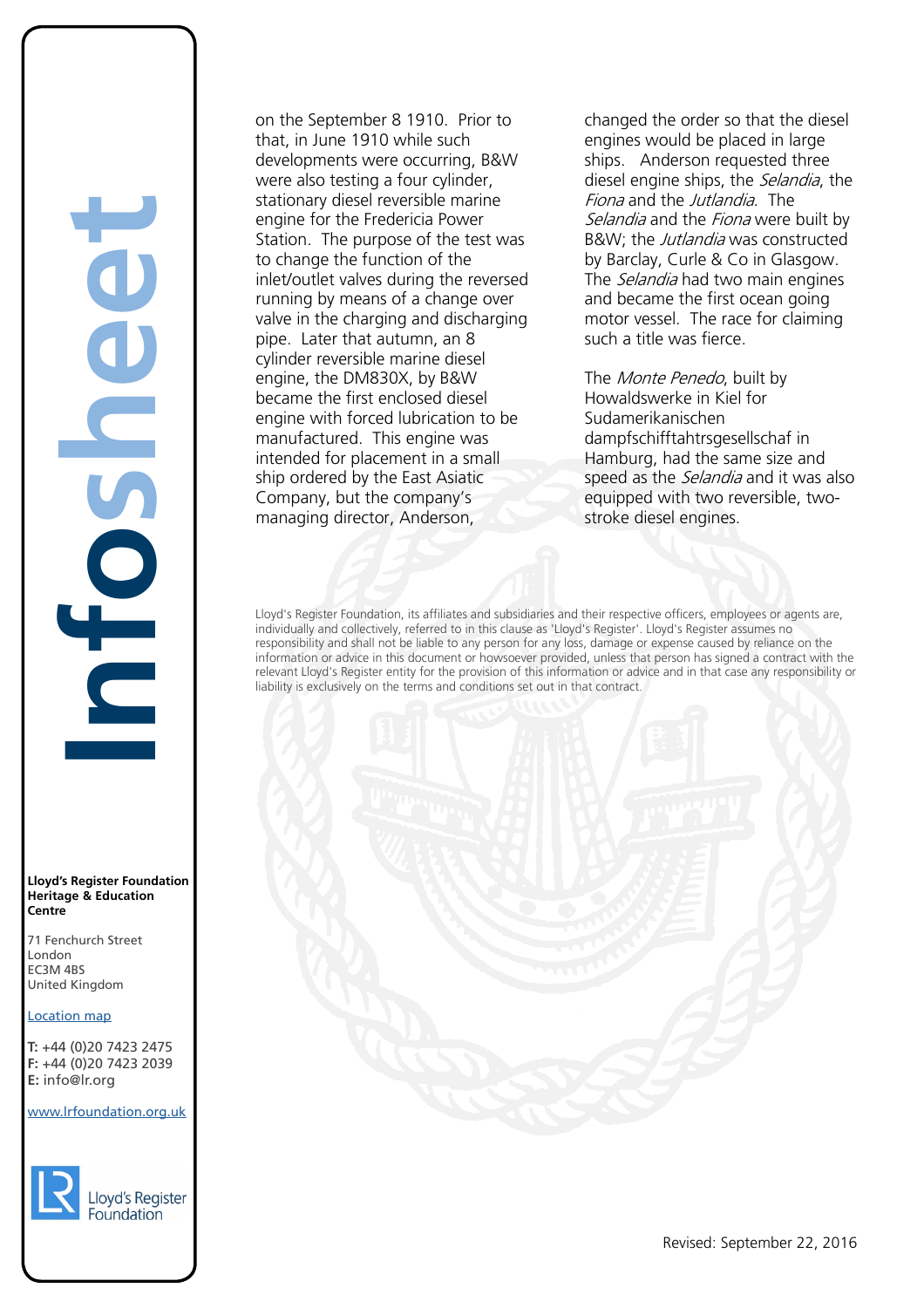on the September 8 1910. Prior to that, in June 1910 while such developments were occurring, B&W were also testing a four cylinder, stationary diesel reversible marine engine for the Fredericia Power Station. The purpose of the test was to change the function of the inlet/outlet valves during the reversed running by means of a change over valve in the charging and discharging pipe. Later that autumn, an 8 cylinder reversible marine diesel engine, the DM830X, by B&W became the first enclosed diesel engine with forced lubrication to be manufactured. This engine was intended for placement in a small ship ordered by the East Asiatic Company, but the company's managing director, Anderson, changed the order so that the diesel engines would be placed in large ships. Anderson requested three diesel engine ships, the *Selandia*, the *Fiona* and the *Jutlandia*. The *Selandia* and the *Fiona* were built by B&W; the *Jutlandia* was constructed by Barclay, Curle & Co in Glasgow. The *Selandia* had two main engines and became the first ocean going motor vessel. The race for claiming such a title was fierce.

The *Monte Penedo*, built by Howaldswerke in Kiel for Sudamerikanischen dampfschifftahtrsgesellschaf in Hamburg, had the same size and speed as the *Selandia* and it was also equipped with two reversible, two-stroke diesel engines.

Lloyd's Register Foundation, its affiliates and subsidiaries and their respective officers, employees or agents are, individually and collectively, referred to in this clause as 'Lloyd's Register'. Lloyd's Register assumes no responsibility and shall not be liable to any person for any loss, damage or expense caused by reliance on the information or advice in this document or howsoever provided, unless that person has signed a contract with the relevant Lloyd's Register entity for the provision of this information or advice and in that case any responsibility or liability is exclusively on the terms and conditions set out in that contract.

Revised: September 22, 2016

**Lloyd's Register Foundation Heritage & Education Centre**

71 Fenchurch Street
London
EC3M 4BS
United Kingdom

Location map

**T:** +44 (0)20 7423 2475
**F:** +44 (0)20 7423 2039
**E:** info@lr.org

www.lrfoundation.org.uk

Lloyd's Register Foundation